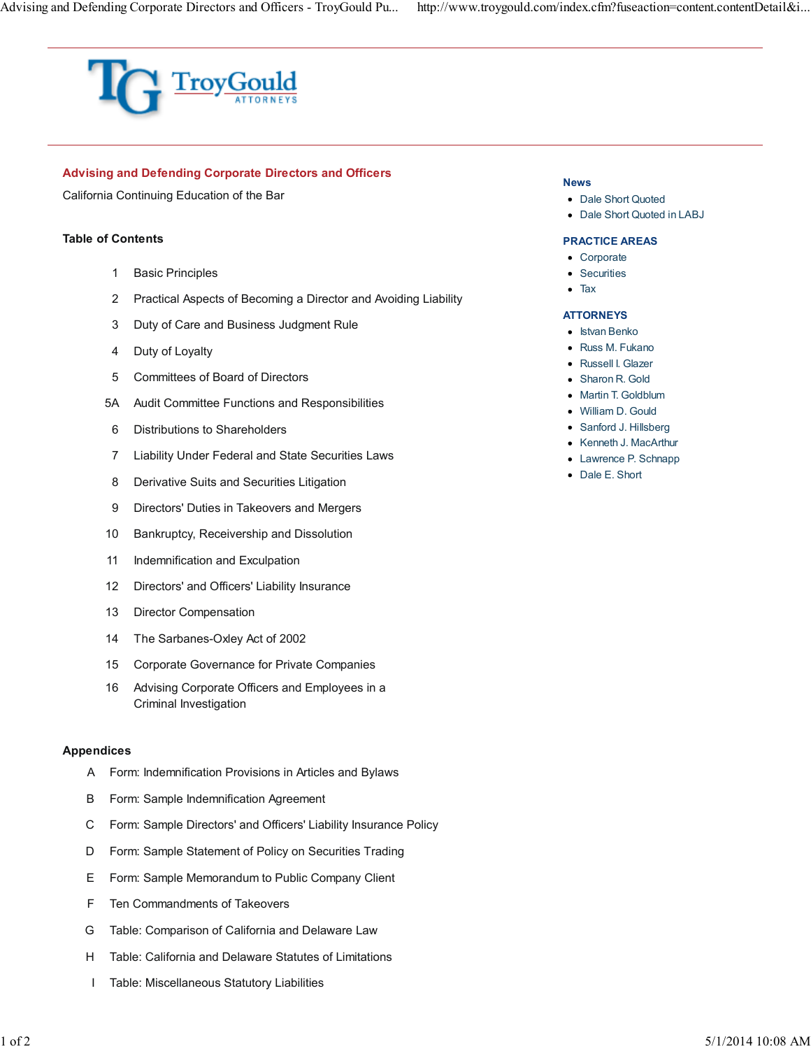TroyGould ATTORNEYS

## Advising and Defending Corporate Directors and Officers

California Continuing Education of the Bar

### Table of Contents

- 1 Basic Principles
- 2 Practical Aspects of Becoming a Director and Avoiding Liability
- 3 Duty of Care and Business Judgment Rule
- 4 Duty of Loyalty
- 5 Committees of Board of Directors
- 5A Audit Committee Functions and Responsibilities
- 6 Distributions to Shareholders
- 7 Liability Under Federal and State Securities Laws
- 8 Derivative Suits and Securities Litigation
- 9 Directors' Duties in Takeovers and Mergers
- 10 Bankruptcy, Receivership and Dissolution
- 11 Indemnification and Exculpation
- 12 Directors' and Officers' Liability Insurance
- 13 Director Compensation
- 14 The Sarbanes-Oxley Act of 2002
- 15 Corporate Governance for Private Companies
- 16 Advising Corporate Officers and Employees in a Criminal Investigation

### Appendices

- A Form: Indemnification Provisions in Articles and Bylaws
- B Form: Sample Indemnification Agreement
- C Form: Sample Directors' and Officers' Liability Insurance Policy
- D Form: Sample Statement of Policy on Securities Trading
- E Form: Sample Memorandum to Public Company Client
- F Ten Commandments of Takeovers
- G Table: Comparison of California and Delaware Law
- H Table: California and Delaware Statutes of Limitations
- I Table: Miscellaneous Statutory Liabilities

### News

- Dale Short Quoted
- Dale Short Quoted in LABJ

### PRACTICE AREAS

- Corporate
- Securities
- Tax

### ATTORNEYS

- Istvan Benko
- Russ M. Fukano
- Russell I. Glazer
- Sharon R. Gold
- Martin T. Goldblum
- William D. Gould
- Sanford J. Hillsberg
- Kenneth J. MacArthur
- Lawrence P. Schnapp
- Dale E. Short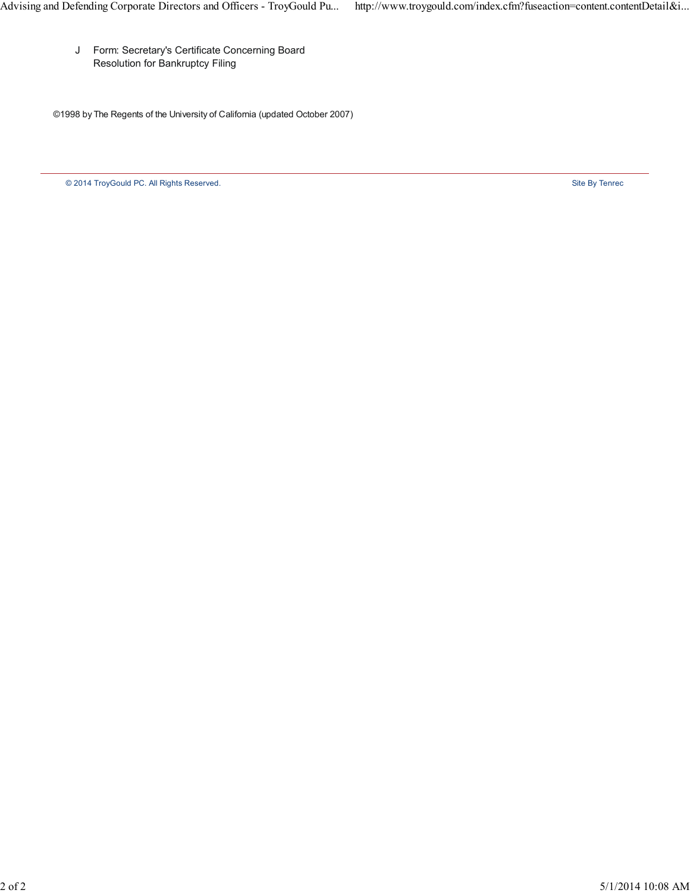J Form: Secretary's Certificate Concerning Board Resolution for Bankruptcy Filing

©1998 by The Regents of the University of California (updated October 2007)

© 2014 TroyGould PC. All Rights Reserved.

Site By Tenrec